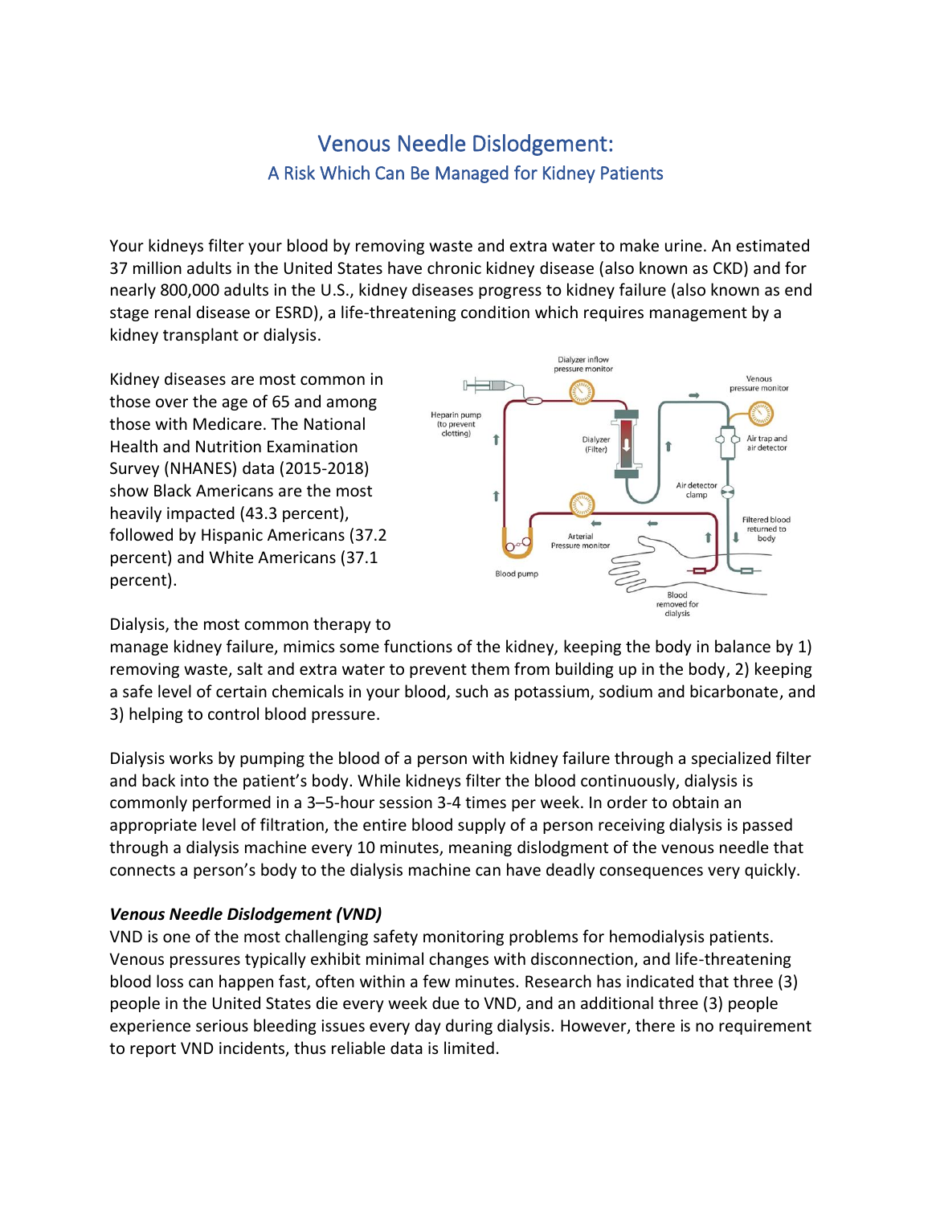# Venous Needle Dislodgement:

## A Risk Which Can Be Managed for Kidney Patients

Your kidneys filter your blood by removing waste and extra water to make urine. An estimated 37 million adults in the United States have chronic kidney disease (also known as CKD) and for nearly 800,000 adults in the U.S., kidney diseases progress to kidney failure (also known as end stage renal disease or ESRD), a life-threatening condition which requires management by a kidney transplant or dialysis.

Kidney diseases are most common in those over the age of 65 and among those with Medicare. The National Health and Nutrition Examination Survey (NHANES) data (2015-2018) show Black Americans are the most heavily impacted (43.3 percent), followed by Hispanic Americans (37.2 percent) and White Americans (37.1 percent).

Dialysis, the most common therapy to manage kidney failure, mimics some functions of the kidney, keeping the body in balance by 1) removing waste, salt and extra water to prevent them from building up in the body, 2) keeping a safe level of certain chemicals in your blood, such as potassium, sodium and bicarbonate, and 3) helping to control blood pressure.

Dialysis works by pumping the blood of a person with kidney failure through a specialized filter and back into the patient's body. While kidneys filter the blood continuously, dialysis is commonly performed in a 3–5-hour session 3-4 times per week. In order to obtain an appropriate level of filtration, the entire blood supply of a person receiving dialysis is passed through a dialysis machine every 10 minutes, meaning dislodgment of the venous needle that connects a person's body to the dialysis machine can have deadly consequences very quickly.

***Venous Needle Dislodgement (VND)***

VND is one of the most challenging safety monitoring problems for hemodialysis patients. Venous pressures typically exhibit minimal changes with disconnection, and life-threatening blood loss can happen fast, often within a few minutes. Research has indicated that three (3) people in the United States die every week due to VND, and an additional three (3) people experience serious bleeding issues every day during dialysis. However, there is no requirement to report VND incidents, thus reliable data is limited.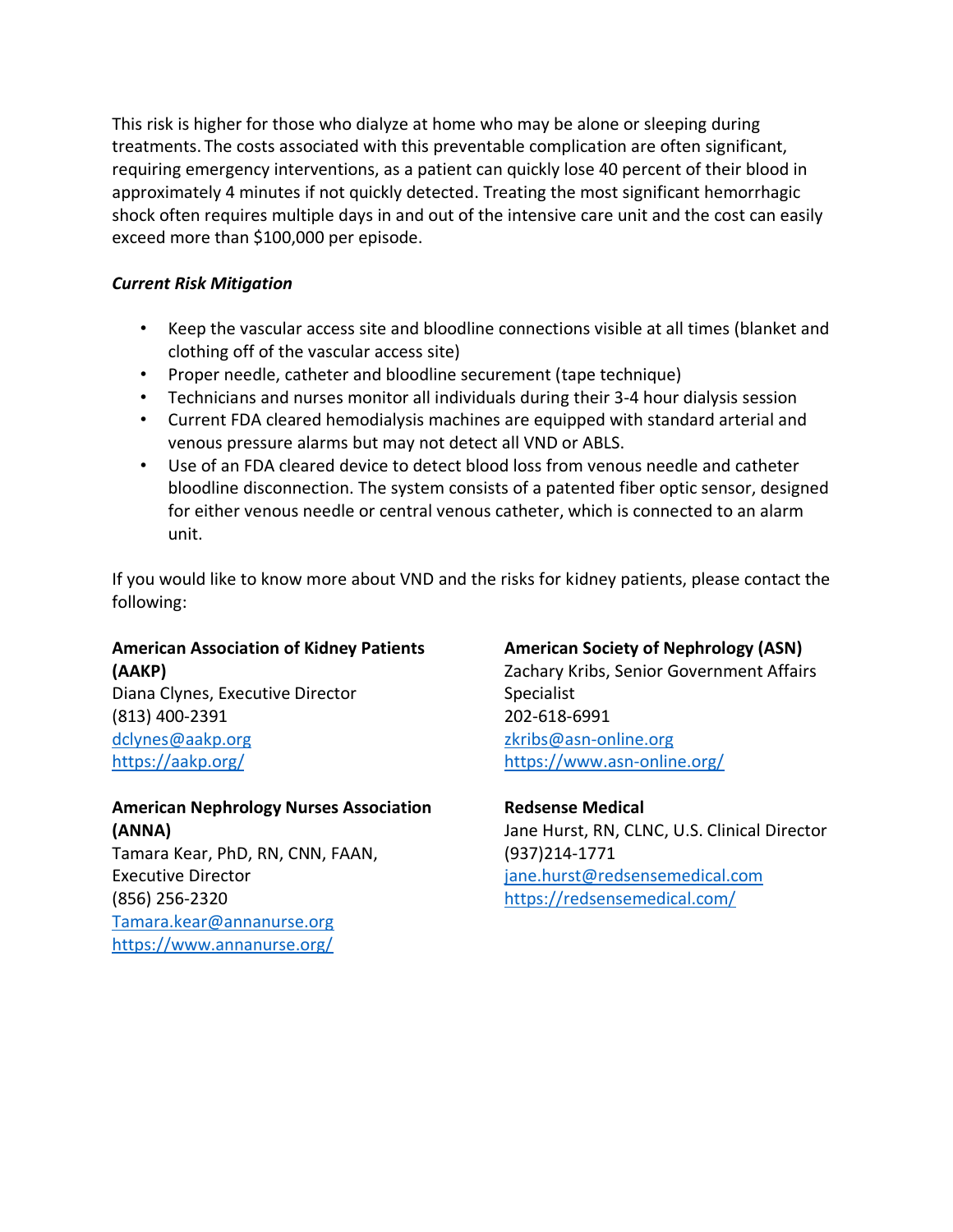This risk is higher for those who dialyze at home who may be alone or sleeping during treatments. The costs associated with this preventable complication are often significant, requiring emergency interventions, as a patient can quickly lose 40 percent of their blood in approximately 4 minutes if not quickly detected. Treating the most significant hemorrhagic shock often requires multiple days in and out of the intensive care unit and the cost can easily exceed more than $100,000 per episode.

***Current Risk Mitigation***

- Keep the vascular access site and bloodline connections visible at all times (blanket and clothing off of the vascular access site)
- Proper needle, catheter and bloodline securement (tape technique)
- Technicians and nurses monitor all individuals during their 3-4 hour dialysis session
- Current FDA cleared hemodialysis machines are equipped with standard arterial and venous pressure alarms but may not detect all VND or ABLS.
- Use of an FDA cleared device to detect blood loss from venous needle and catheter bloodline disconnection. The system consists of a patented fiber optic sensor, designed for either venous needle or central venous catheter, which is connected to an alarm unit.

If you would like to know more about VND and the risks for kidney patients, please contact the following:

**American Association of Kidney Patients (AAKP)**
Diana Clynes, Executive Director
(813) 400-2391
dclynes@aakp.org
https://aakp.org/

**American Nephrology Nurses Association (ANNA)**
Tamara Kear, PhD, RN, CNN, FAAN, Executive Director
(856) 256-2320
Tamara.kear@annanurse.org
https://www.annanurse.org/

**American Society of Nephrology (ASN)**
Zachary Kribs, Senior Government Affairs Specialist
202-618-6991
zkribs@asn-online.org
https://www.asn-online.org/

**Redsense Medical**
Jane Hurst, RN, CLNC, U.S. Clinical Director
(937)214-1771
jane.hurst@redsensemedical.com
https://redsensemedical.com/